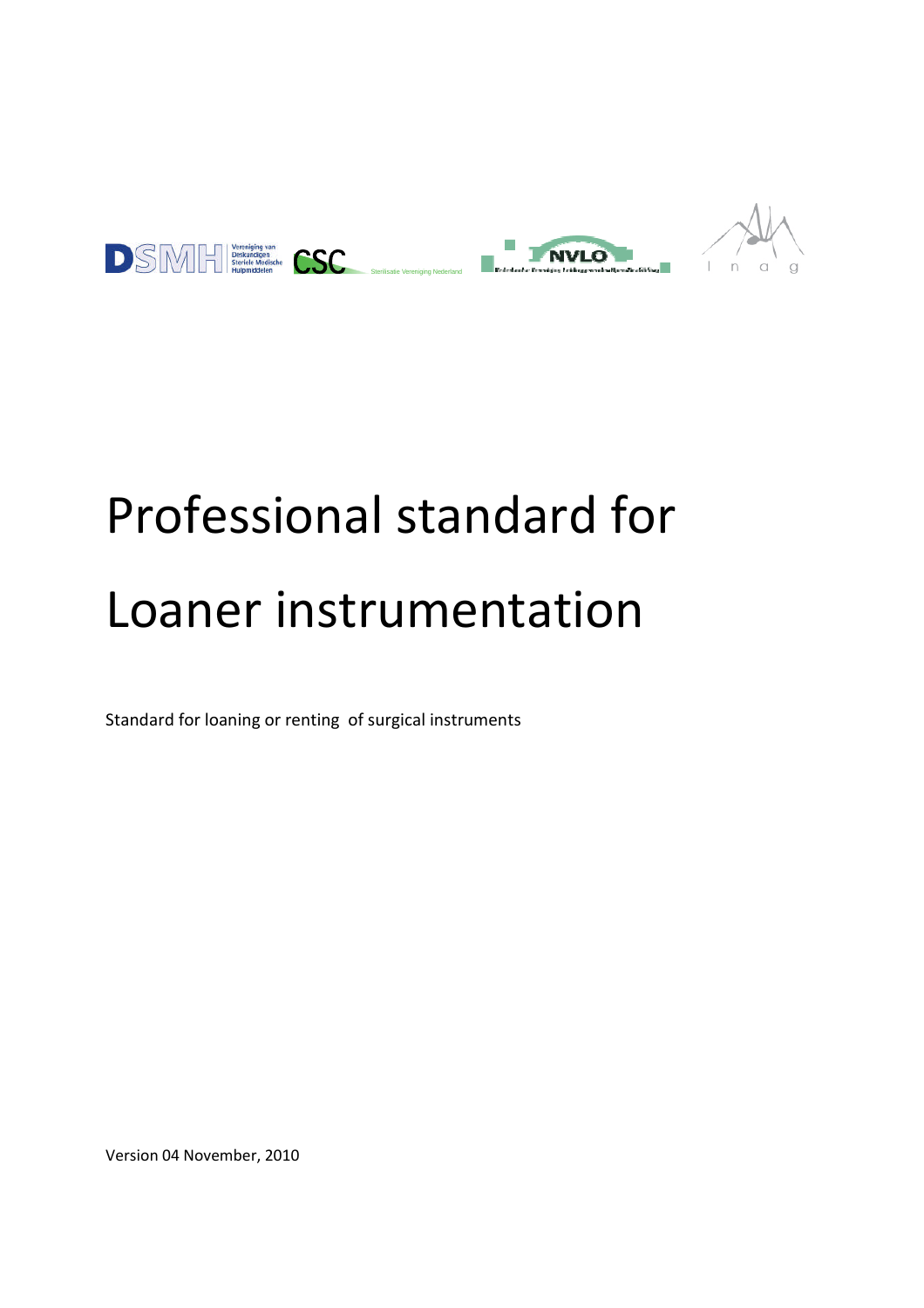DSMH Vereniging van Deskundigen Steriele Medische Hulpmiddelen CSC Sterilisatie Vereniging Nederland NVLO Inag

# Professional standard for Loaner instrumentation

Standard for loaning or renting of surgical instruments

Version 04 November, 2010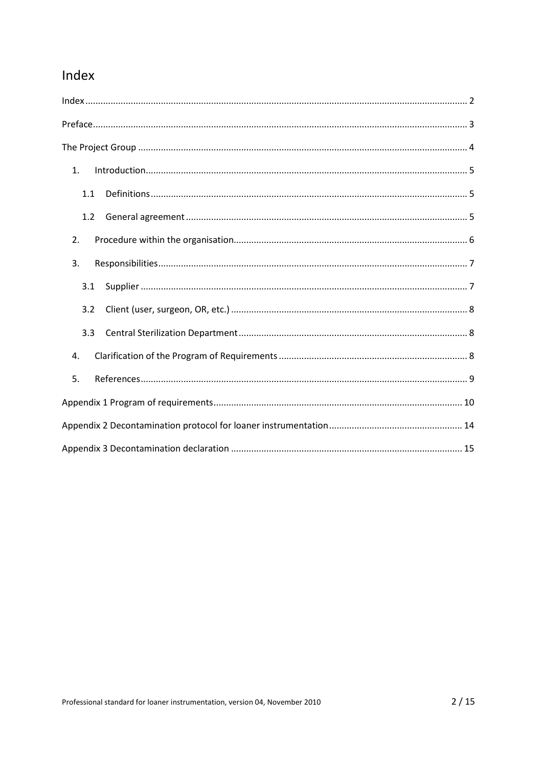# Index

Index ........................................................................................................................................ 2

Preface ...................................................................................................................................... 3

The Project Group .................................................................................................................... 4

1. Introduction ................................................................................................................ 5
   - 1.1 Definitions ............................................................................................................ 5
   - 1.2 General agreement ............................................................................................... 5
2. Procedure within the organisation ............................................................................. 6
3. Responsibilities ........................................................................................................... 7
   - 3.1 Supplier ................................................................................................................. 7
   - 3.2 Client (user, surgeon, OR, etc.) ............................................................................. 8
   - 3.3 Central Sterilization Department ........................................................................... 8
4. Clarification of the Program of Requirements ........................................................... 8
5. References ................................................................................................................... 9

Appendix 1 Program of requirements ...................................................................................... 10

Appendix 2 Decontamination protocol for loaner instrumentation ......................................... 14

Appendix 3 Decontamination declaration ............................................................................... 15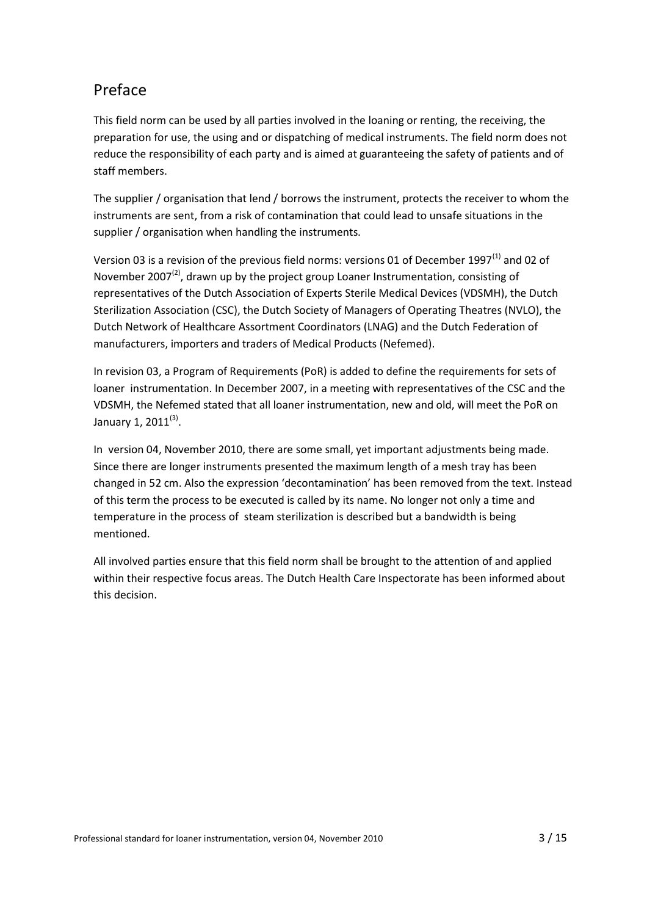## Preface

This field norm can be used by all parties involved in the loaning or renting, the receiving, the preparation for use, the using and or dispatching of medical instruments. The field norm does not reduce the responsibility of each party and is aimed at guaranteeing the safety of patients and of staff members.

The supplier / organisation that lend / borrows the instrument, protects the receiver to whom the instruments are sent, from a risk of contamination that could lead to unsafe situations in the supplier / organisation when handling the instruments.

Version 03 is a revision of the previous field norms: versions 01 of December 1997[1] and 02 of November 2007[2], drawn up by the project group Loaner Instrumentation, consisting of representatives of the Dutch Association of Experts Sterile Medical Devices (VDSMH), the Dutch Sterilization Association (CSC), the Dutch Society of Managers of Operating Theatres (NVLO), the Dutch Network of Healthcare Assortment Coordinators (LNAG) and the Dutch Federation of manufacturers, importers and traders of Medical Products (Nefemed).

In revision 03, a Program of Requirements (PoR) is added to define the requirements for sets of loaner instrumentation. In December 2007, in a meeting with representatives of the CSC and the VDSMH, the Nefemed stated that all loaner instrumentation, new and old, will meet the PoR on January 1, 2011[3].

In version 04, November 2010, there are some small, yet important adjustments being made. Since there are longer instruments presented the maximum length of a mesh tray has been changed in 52 cm. Also the expression 'decontamination' has been removed from the text. Instead of this term the process to be executed is called by its name. No longer not only a time and temperature in the process of steam sterilization is described but a bandwidth is being mentioned.

All involved parties ensure that this field norm shall be brought to the attention of and applied within their respective focus areas. The Dutch Health Care Inspectorate has been informed about this decision.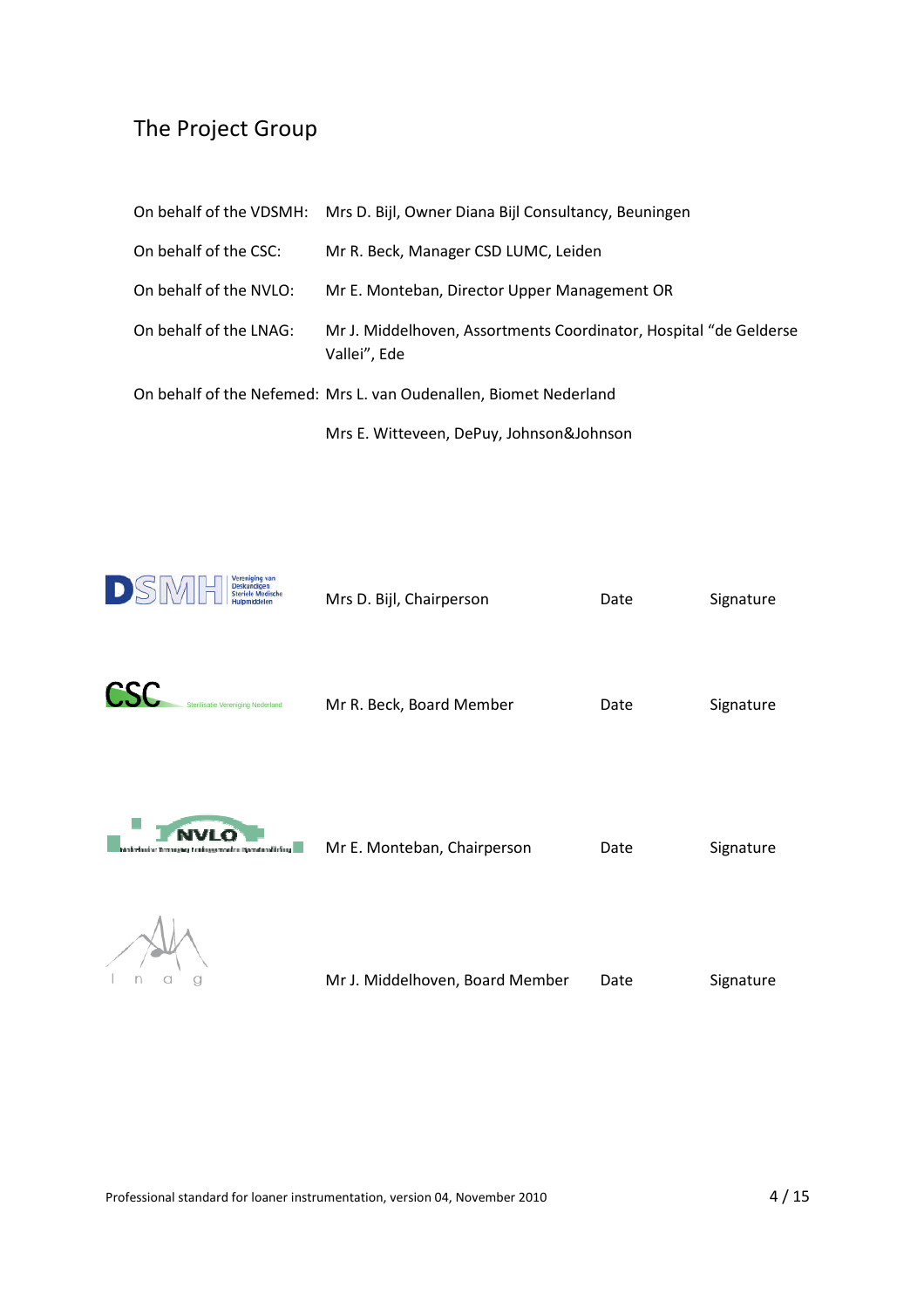## The Project Group

| | |
|---|---|
| On behalf of the VDSMH: | Mrs D. Bijl, Owner Diana Bijl Consultancy, Beuningen |
| On behalf of the CSC: | Mr R. Beck, Manager CSD LUMC, Leiden |
| On behalf of the NVLO: | Mr E. Monteban, Director Upper Management OR |
| On behalf of the LNAG: | Mr J. Middelhoven, Assortments Coordinator, Hospital "de Gelderse Vallei", Ede |
| On behalf of the Nefemed: | Mrs L. van Oudenallen, Biomet Nederland |
| | Mrs E. Witteveen, DePuy, Johnson&Johnson |

| | | | |
|---|---|---|---|
| DSMH Vereniging van Deskundigen Steriele Medische Hulpmiddelen | Mrs D. Bijl, Chairperson | Date | Signature |
| CSC Sterilisatie Vereniging Nederland | Mr R. Beck, Board Member | Date | Signature |
| NVLO | Mr E. Monteban, Chairperson | Date | Signature |
| lnag | Mr J. Middelhoven, Board Member | Date | Signature |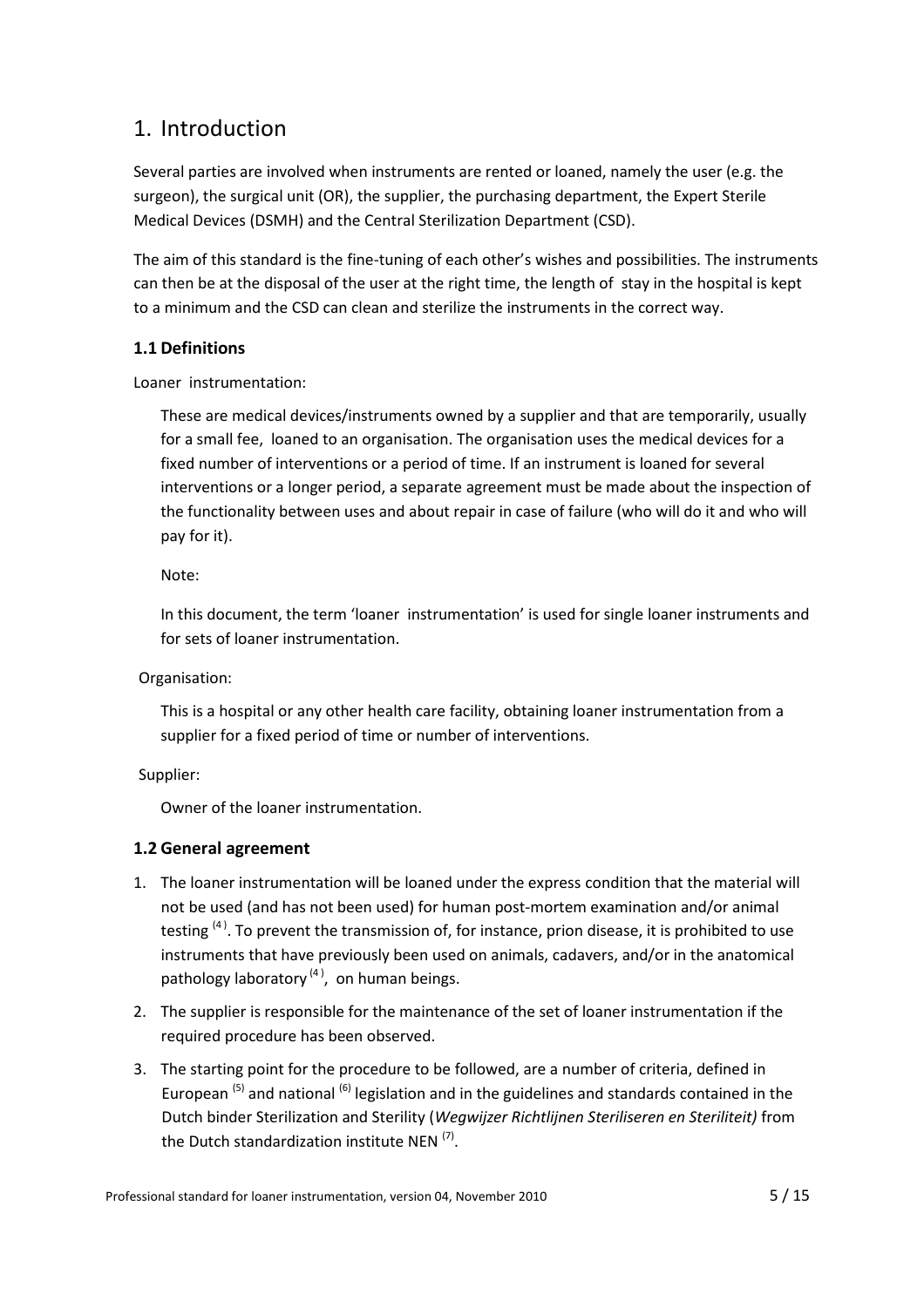# 1. Introduction

Several parties are involved when instruments are rented or loaned, namely the user (e.g. the surgeon), the surgical unit (OR), the supplier, the purchasing department, the Expert Sterile Medical Devices (DSMH) and the Central Sterilization Department (CSD).

The aim of this standard is the fine-tuning of each other's wishes and possibilities. The instruments can then be at the disposal of the user at the right time, the length of stay in the hospital is kept to a minimum and the CSD can clean and sterilize the instruments in the correct way.

## 1.1 Definitions

Loaner instrumentation:

These are medical devices/instruments owned by a supplier and that are temporarily, usually for a small fee, loaned to an organisation. The organisation uses the medical devices for a fixed number of interventions or a period of time. If an instrument is loaned for several interventions or a longer period, a separate agreement must be made about the inspection of the functionality between uses and about repair in case of failure (who will do it and who will pay for it).

Note:

In this document, the term 'loaner instrumentation' is used for single loaner instruments and for sets of loaner instrumentation.

Organisation:

This is a hospital or any other health care facility, obtaining loaner instrumentation from a supplier for a fixed period of time or number of interventions.

Supplier:

Owner of the loaner instrumentation.

## 1.2 General agreement

1. The loaner instrumentation will be loaned under the express condition that the material will not be used (and has not been used) for human post-mortem examination and/or animal testing [4]. To prevent the transmission of, for instance, prion disease, it is prohibited to use instruments that have previously been used on animals, cadavers, and/or in the anatomical pathology laboratory [4], on human beings.
2. The supplier is responsible for the maintenance of the set of loaner instrumentation if the required procedure has been observed.
3. The starting point for the procedure to be followed, are a number of criteria, defined in European [5] and national [6] legislation and in the guidelines and standards contained in the Dutch binder Sterilization and Sterility (*Wegwijzer Richtlijnen Steriliseren en Steriliteit)* from the Dutch standardization institute NEN [7].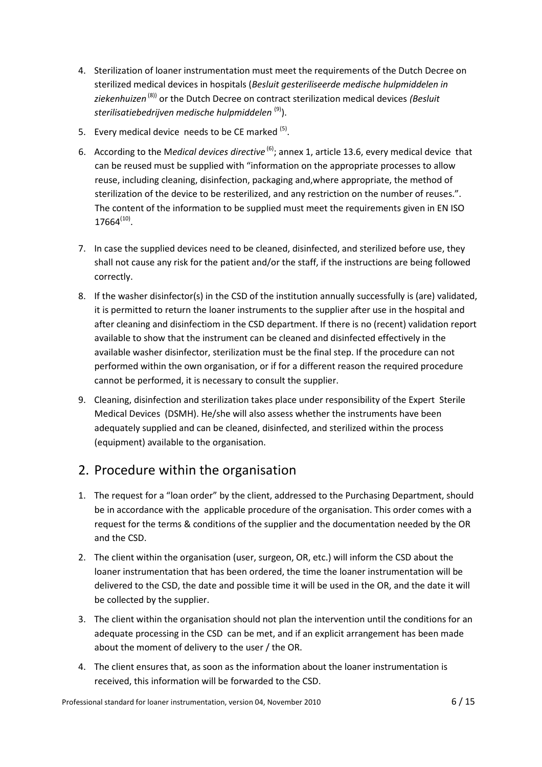4. Sterilization of loaner instrumentation must meet the requirements of the Dutch Decree on sterilized medical devices in hospitals (*Besluit gesteriliseerde medische hulpmiddelen in ziekenhuizen* [8]) or the Dutch Decree on contract sterilization medical devices *(Besluit sterilisatiebedrijven medische hulpmiddelen* [9]).
5. Every medical device needs to be CE marked [5].
6. According to the M*edical devices directive* [6]; annex 1, article 13.6, every medical device that can be reused must be supplied with "information on the appropriate processes to allow reuse, including cleaning, disinfection, packaging and,where appropriate, the method of sterilization of the device to be resterilized, and any restriction on the number of reuses.". The content of the information to be supplied must meet the requirements given in EN ISO 17664[10].
7. In case the supplied devices need to be cleaned, disinfected, and sterilized before use, they shall not cause any risk for the patient and/or the staff, if the instructions are being followed correctly.
8. If the washer disinfector(s) in the CSD of the institution annually successfully is (are) validated, it is permitted to return the loaner instruments to the supplier after use in the hospital and after cleaning and disinfectiom in the CSD department. If there is no (recent) validation report available to show that the instrument can be cleaned and disinfected effectively in the available washer disinfector, sterilization must be the final step. If the procedure can not performed within the own organisation, or if for a different reason the required procedure cannot be performed, it is necessary to consult the supplier.
9. Cleaning, disinfection and sterilization takes place under responsibility of the Expert Sterile Medical Devices (DSMH). He/she will also assess whether the instruments have been adequately supplied and can be cleaned, disinfected, and sterilized within the process (equipment) available to the organisation.

## 2. Procedure within the organisation

1. The request for a "loan order" by the client, addressed to the Purchasing Department, should be in accordance with the applicable procedure of the organisation. This order comes with a request for the terms & conditions of the supplier and the documentation needed by the OR and the CSD.
2. The client within the organisation (user, surgeon, OR, etc.) will inform the CSD about the loaner instrumentation that has been ordered, the time the loaner instrumentation will be delivered to the CSD, the date and possible time it will be used in the OR, and the date it will be collected by the supplier.
3. The client within the organisation should not plan the intervention until the conditions for an adequate processing in the CSD can be met, and if an explicit arrangement has been made about the moment of delivery to the user / the OR.
4. The client ensures that, as soon as the information about the loaner instrumentation is received, this information will be forwarded to the CSD.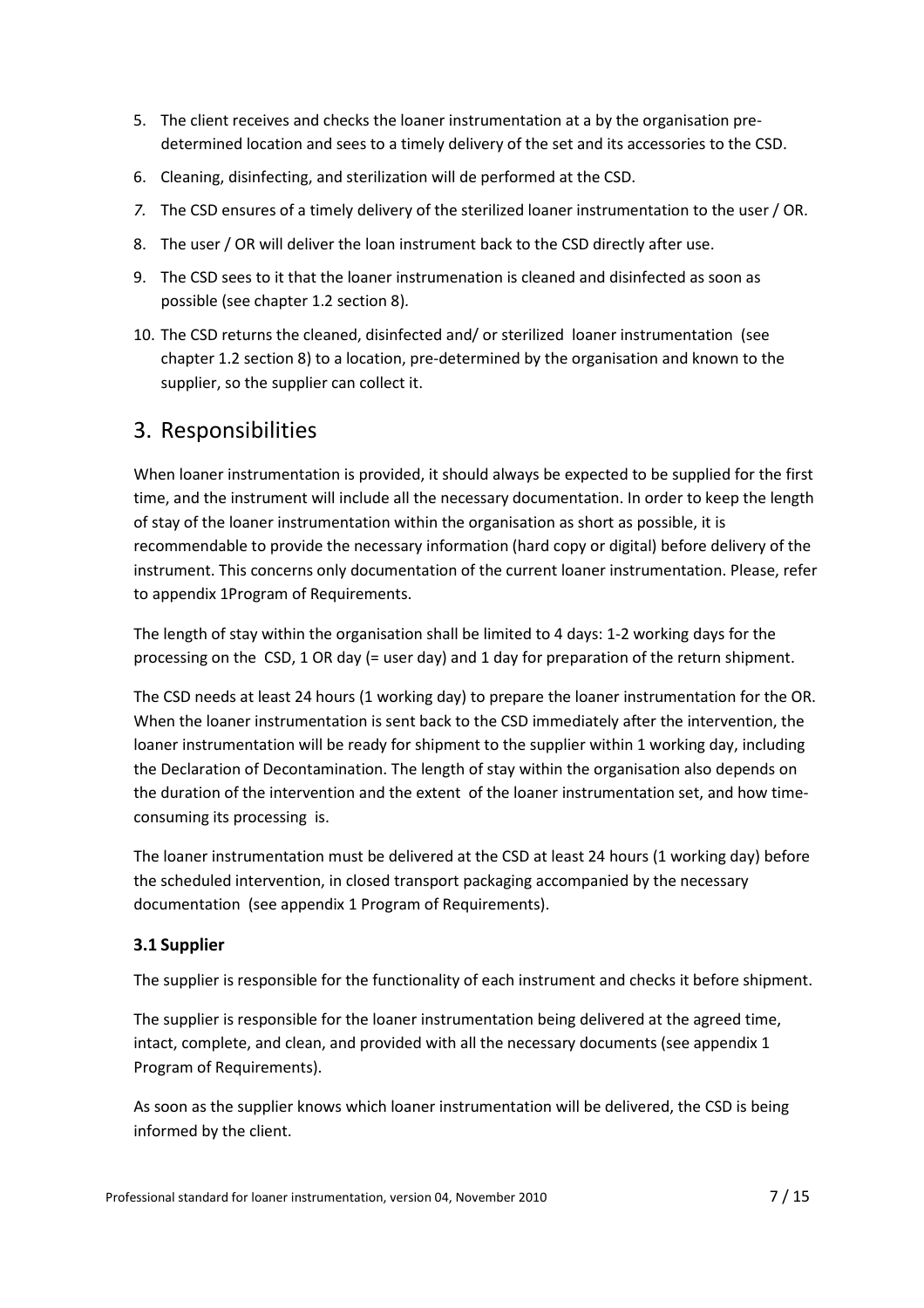5. The client receives and checks the loaner instrumentation at a by the organisation pre-determined location and sees to a timely delivery of the set and its accessories to the CSD.
6. Cleaning, disinfecting, and sterilization will de performed at the CSD.
7. The CSD ensures of a timely delivery of the sterilized loaner instrumentation to the user / OR.
8. The user / OR will deliver the loan instrument back to the CSD directly after use.
9. The CSD sees to it that the loaner instrumenation is cleaned and disinfected as soon as possible (see chapter 1.2 section 8).
10. The CSD returns the cleaned, disinfected and/ or sterilized loaner instrumentation (see chapter 1.2 section 8) to a location, pre-determined by the organisation and known to the supplier, so the supplier can collect it.

# 3. Responsibilities

When loaner instrumentation is provided, it should always be expected to be supplied for the first time, and the instrument will include all the necessary documentation. In order to keep the length of stay of the loaner instrumentation within the organisation as short as possible, it is recommendable to provide the necessary information (hard copy or digital) before delivery of the instrument. This concerns only documentation of the current loaner instrumentation. Please, refer to appendix 1Program of Requirements.

The length of stay within the organisation shall be limited to 4 days: 1-2 working days for the processing on the CSD, 1 OR day (= user day) and 1 day for preparation of the return shipment.

The CSD needs at least 24 hours (1 working day) to prepare the loaner instrumentation for the OR. When the loaner instrumentation is sent back to the CSD immediately after the intervention, the loaner instrumentation will be ready for shipment to the supplier within 1 working day, including the Declaration of Decontamination. The length of stay within the organisation also depends on the duration of the intervention and the extent of the loaner instrumentation set, and how time-consuming its processing is.

The loaner instrumentation must be delivered at the CSD at least 24 hours (1 working day) before the scheduled intervention, in closed transport packaging accompanied by the necessary documentation (see appendix 1 Program of Requirements).

### 3.1 Supplier

The supplier is responsible for the functionality of each instrument and checks it before shipment.

The supplier is responsible for the loaner instrumentation being delivered at the agreed time, intact, complete, and clean, and provided with all the necessary documents (see appendix 1 Program of Requirements).

As soon as the supplier knows which loaner instrumentation will be delivered, the CSD is being informed by the client.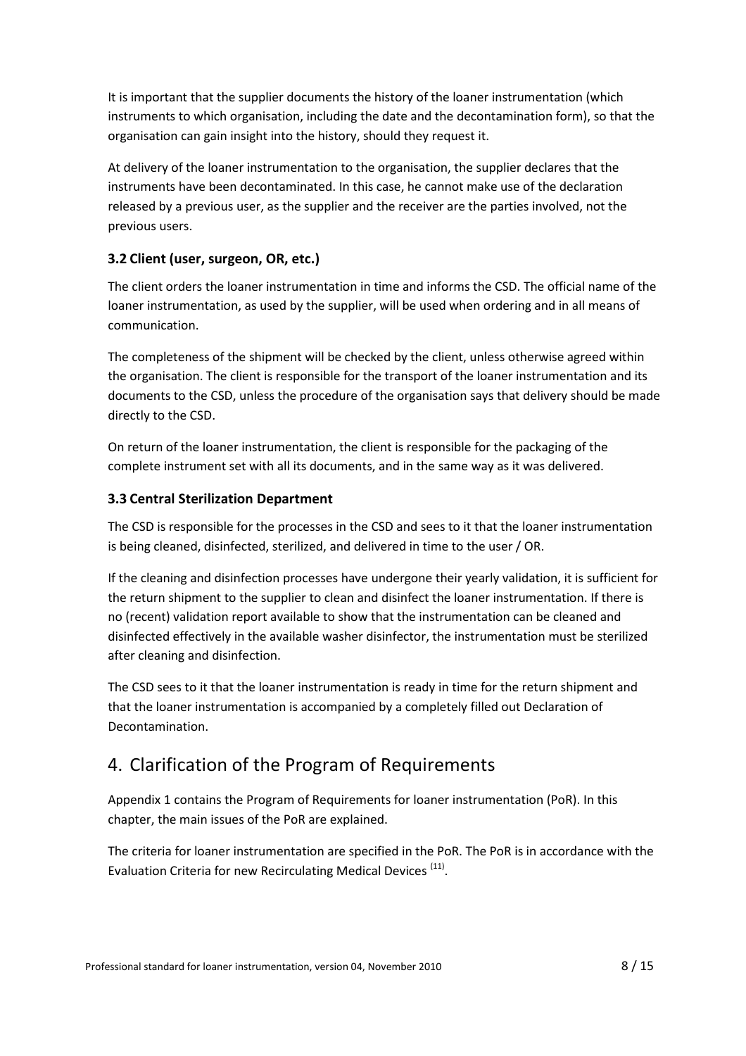It is important that the supplier documents the history of the loaner instrumentation (which instruments to which organisation, including the date and the decontamination form), so that the organisation can gain insight into the history, should they request it.

At delivery of the loaner instrumentation to the organisation, the supplier declares that the instruments have been decontaminated. In this case, he cannot make use of the declaration released by a previous user, as the supplier and the receiver are the parties involved, not the previous users.

### 3.2 Client (user, surgeon, OR, etc.)

The client orders the loaner instrumentation in time and informs the CSD. The official name of the loaner instrumentation, as used by the supplier, will be used when ordering and in all means of communication.

The completeness of the shipment will be checked by the client, unless otherwise agreed within the organisation. The client is responsible for the transport of the loaner instrumentation and its documents to the CSD, unless the procedure of the organisation says that delivery should be made directly to the CSD.

On return of the loaner instrumentation, the client is responsible for the packaging of the complete instrument set with all its documents, and in the same way as it was delivered.

### 3.3 Central Sterilization Department

The CSD is responsible for the processes in the CSD and sees to it that the loaner instrumentation is being cleaned, disinfected, sterilized, and delivered in time to the user / OR.

If the cleaning and disinfection processes have undergone their yearly validation, it is sufficient for the return shipment to the supplier to clean and disinfect the loaner instrumentation. If there is no (recent) validation report available to show that the instrumentation can be cleaned and disinfected effectively in the available washer disinfector, the instrumentation must be sterilized after cleaning and disinfection.

The CSD sees to it that the loaner instrumentation is ready in time for the return shipment and that the loaner instrumentation is accompanied by a completely filled out Declaration of Decontamination.

## 4. Clarification of the Program of Requirements

Appendix 1 contains the Program of Requirements for loaner instrumentation (PoR). In this chapter, the main issues of the PoR are explained.

The criteria for loaner instrumentation are specified in the PoR. The PoR is in accordance with the Evaluation Criteria for new Recirculating Medical Devices [11].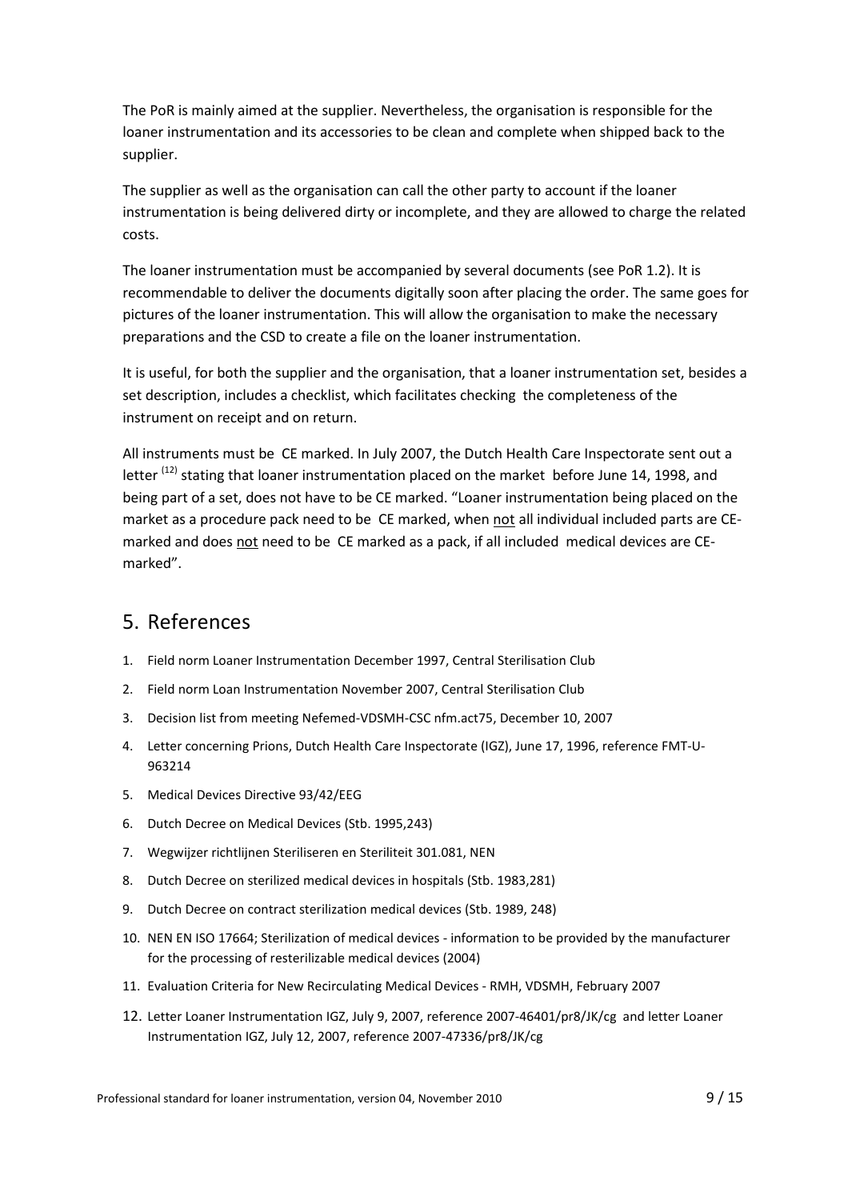The PoR is mainly aimed at the supplier. Nevertheless, the organisation is responsible for the loaner instrumentation and its accessories to be clean and complete when shipped back to the supplier.

The supplier as well as the organisation can call the other party to account if the loaner instrumentation is being delivered dirty or incomplete, and they are allowed to charge the related costs.

The loaner instrumentation must be accompanied by several documents (see PoR 1.2). It is recommendable to deliver the documents digitally soon after placing the order. The same goes for pictures of the loaner instrumentation. This will allow the organisation to make the necessary preparations and the CSD to create a file on the loaner instrumentation.

It is useful, for both the supplier and the organisation, that a loaner instrumentation set, besides a set description, includes a checklist, which facilitates checking the completeness of the instrument on receipt and on return.

All instruments must be CE marked. In July 2007, the Dutch Health Care Inspectorate sent out a letter [12] stating that loaner instrumentation placed on the market before June 14, 1998, and being part of a set, does not have to be CE marked. "Loaner instrumentation being placed on the market as a procedure pack need to be CE marked, when <u>not</u> all individual included parts are CE-marked and does <u>not</u> need to be CE marked as a pack, if all included medical devices are CE-marked".

## 5. References

1. Field norm Loaner Instrumentation December 1997, Central Sterilisation Club
2. Field norm Loan Instrumentation November 2007, Central Sterilisation Club
3. Decision list from meeting Nefemed-VDSMH-CSC nfm.act75, December 10, 2007
4. Letter concerning Prions, Dutch Health Care Inspectorate (IGZ), June 17, 1996, reference FMT-U-963214
5. Medical Devices Directive 93/42/EEG
6. Dutch Decree on Medical Devices (Stb. 1995,243)
7. Wegwijzer richtlijnen Steriliseren en Steriliteit 301.081, NEN
8. Dutch Decree on sterilized medical devices in hospitals (Stb. 1983,281)
9. Dutch Decree on contract sterilization medical devices (Stb. 1989, 248)
10. NEN EN ISO 17664; Sterilization of medical devices - information to be provided by the manufacturer for the processing of resterilizable medical devices (2004)
11. Evaluation Criteria for New Recirculating Medical Devices - RMH, VDSMH, February 2007
12. Letter Loaner Instrumentation IGZ, July 9, 2007, reference 2007-46401/pr8/JK/cg and letter Loaner Instrumentation IGZ, July 12, 2007, reference 2007-47336/pr8/JK/cg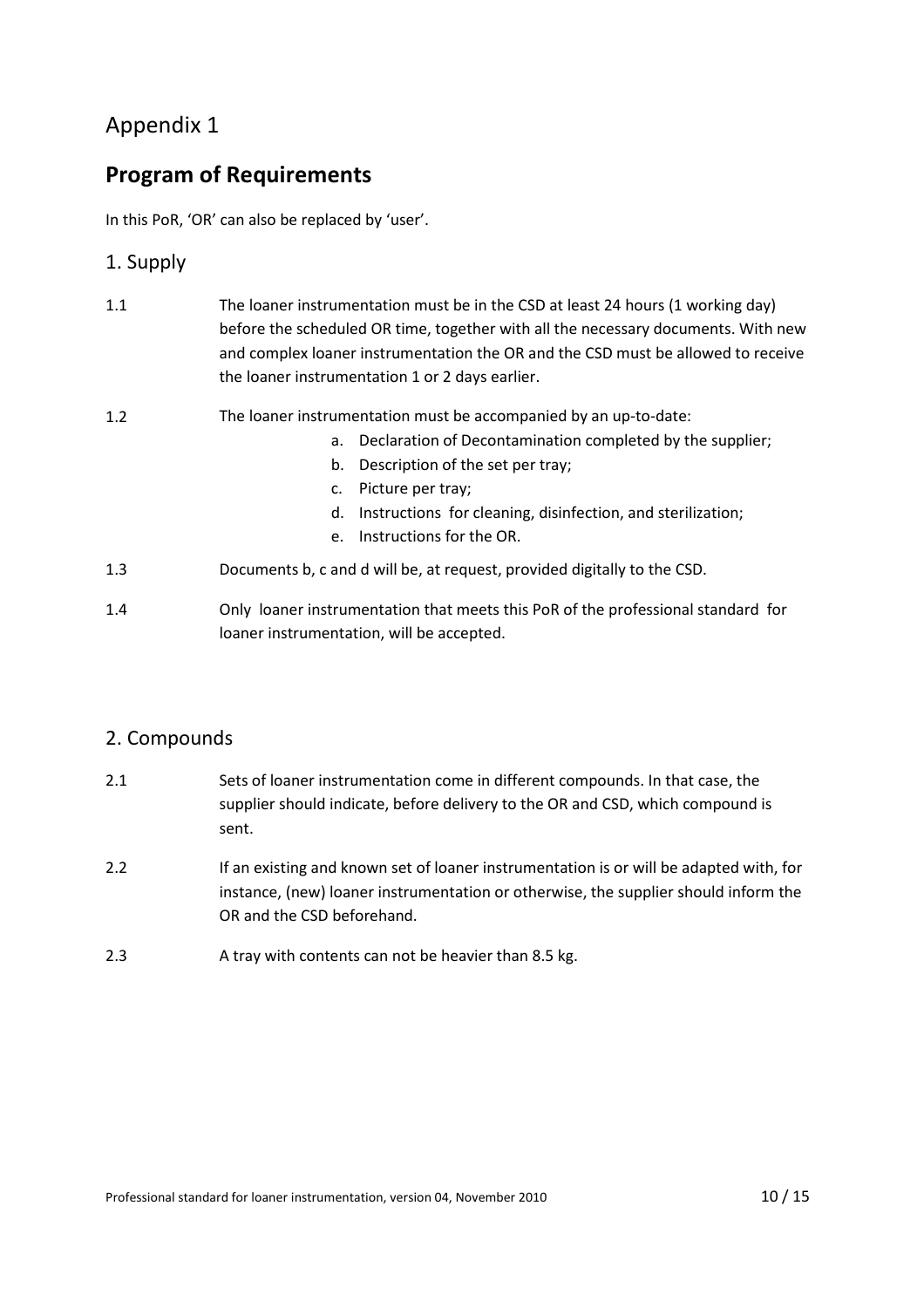Appendix 1

## Program of Requirements

In this PoR, 'OR' can also be replaced by 'user'.

### 1. Supply

1.1 The loaner instrumentation must be in the CSD at least 24 hours (1 working day) before the scheduled OR time, together with all the necessary documents. With new and complex loaner instrumentation the OR and the CSD must be allowed to receive the loaner instrumentation 1 or 2 days earlier.

1.2 The loaner instrumentation must be accompanied by an up-to-date:

a. Declaration of Decontamination completed by the supplier;
b. Description of the set per tray;
c. Picture per tray;
d. Instructions for cleaning, disinfection, and sterilization;
e. Instructions for the OR.

1.3 Documents b, c and d will be, at request, provided digitally to the CSD.

1.4 Only loaner instrumentation that meets this PoR of the professional standard for loaner instrumentation, will be accepted.

### 2. Compounds

2.1 Sets of loaner instrumentation come in different compounds. In that case, the supplier should indicate, before delivery to the OR and CSD, which compound is sent.

2.2 If an existing and known set of loaner instrumentation is or will be adapted with, for instance, (new) loaner instrumentation or otherwise, the supplier should inform the OR and the CSD beforehand.

2.3 A tray with contents can not be heavier than 8.5 kg.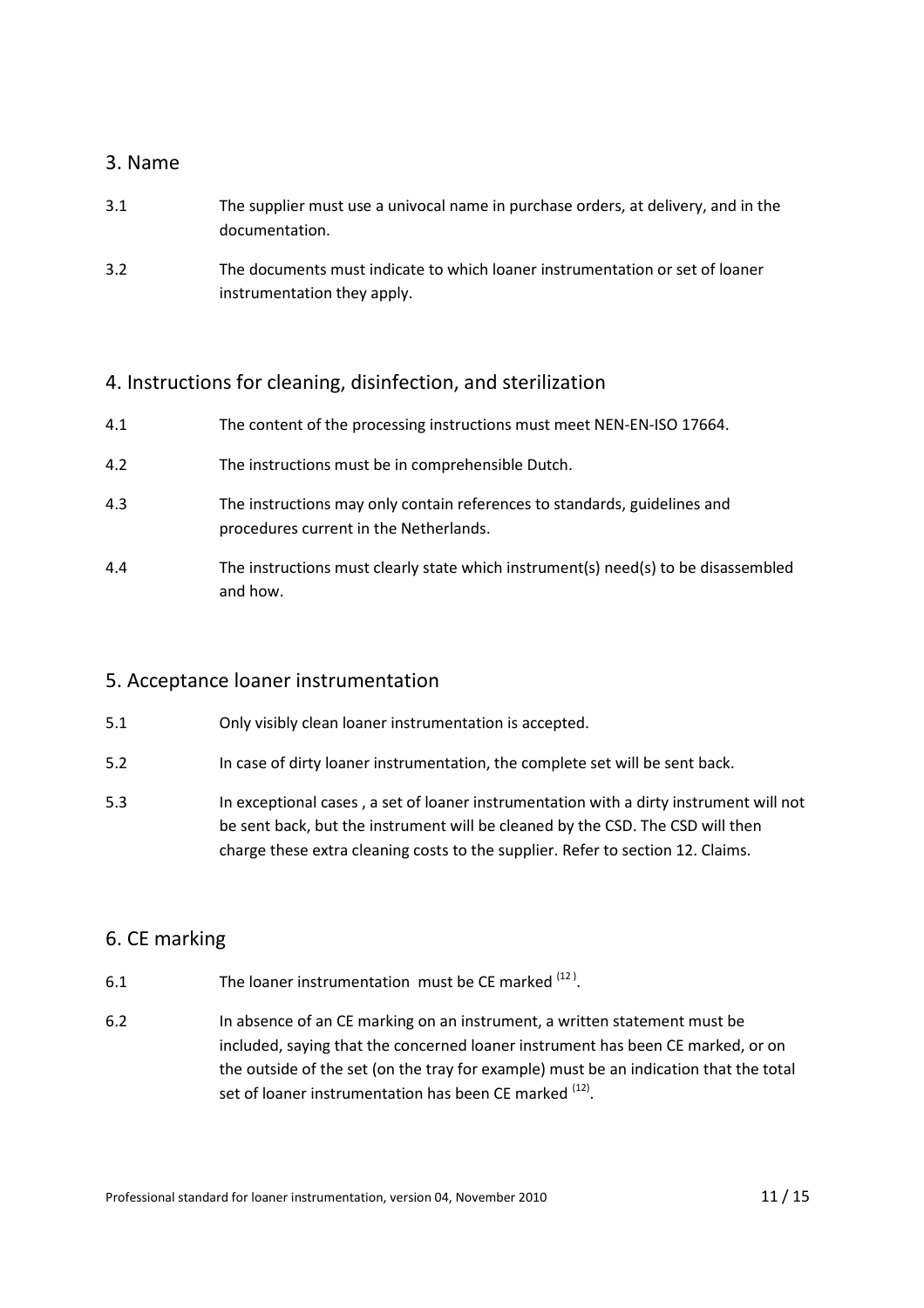## 3. Name

3.1 The supplier must use a univocal name in purchase orders, at delivery, and in the documentation.

3.2 The documents must indicate to which loaner instrumentation or set of loaner instrumentation they apply.

## 4. Instructions for cleaning, disinfection, and sterilization

4.1 The content of the processing instructions must meet NEN-EN-ISO 17664.

4.2 The instructions must be in comprehensible Dutch.

4.3 The instructions may only contain references to standards, guidelines and procedures current in the Netherlands.

4.4 The instructions must clearly state which instrument(s) need(s) to be disassembled and how.

## 5. Acceptance loaner instrumentation

5.1 Only visibly clean loaner instrumentation is accepted.

5.2 In case of dirty loaner instrumentation, the complete set will be sent back.

5.3 In exceptional cases , a set of loaner instrumentation with a dirty instrument will not be sent back, but the instrument will be cleaned by the CSD. The CSD will then charge these extra cleaning costs to the supplier. Refer to section 12. Claims.

## 6. CE marking

6.1 The loaner instrumentation must be CE marked [12].

6.2 In absence of an CE marking on an instrument, a written statement must be included, saying that the concerned loaner instrument has been CE marked, or on the outside of the set (on the tray for example) must be an indication that the total set of loaner instrumentation has been CE marked [12].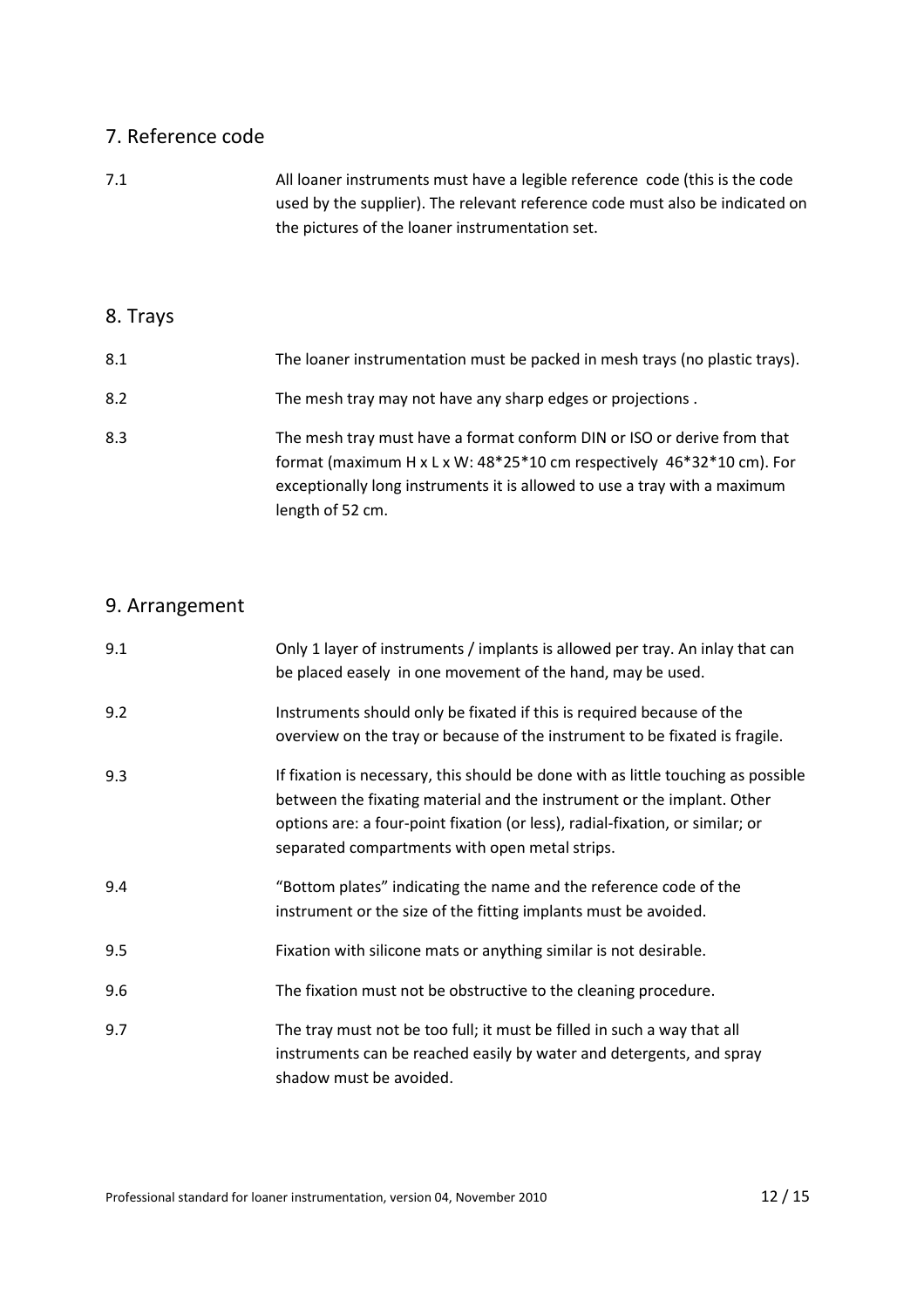## 7. Reference code

7.1 All loaner instruments must have a legible reference code (this is the code used by the supplier). The relevant reference code must also be indicated on the pictures of the loaner instrumentation set.

## 8. Trays

8.1 The loaner instrumentation must be packed in mesh trays (no plastic trays).

8.2 The mesh tray may not have any sharp edges or projections .

8.3 The mesh tray must have a format conform DIN or ISO or derive from that format (maximum H x L x W: 48*25*10 cm respectively 46*32*10 cm). For exceptionally long instruments it is allowed to use a tray with a maximum length of 52 cm.

## 9. Arrangement

9.1 Only 1 layer of instruments / implants is allowed per tray. An inlay that can be placed easely in one movement of the hand, may be used.

9.2 Instruments should only be fixated if this is required because of the overview on the tray or because of the instrument to be fixated is fragile.

9.3 If fixation is necessary, this should be done with as little touching as possible between the fixating material and the instrument or the implant. Other options are: a four-point fixation (or less), radial-fixation, or similar; or separated compartments with open metal strips.

9.4 "Bottom plates" indicating the name and the reference code of the instrument or the size of the fitting implants must be avoided.

9.5 Fixation with silicone mats or anything similar is not desirable.

9.6 The fixation must not be obstructive to the cleaning procedure.

9.7 The tray must not be too full; it must be filled in such a way that all instruments can be reached easily by water and detergents, and spray shadow must be avoided.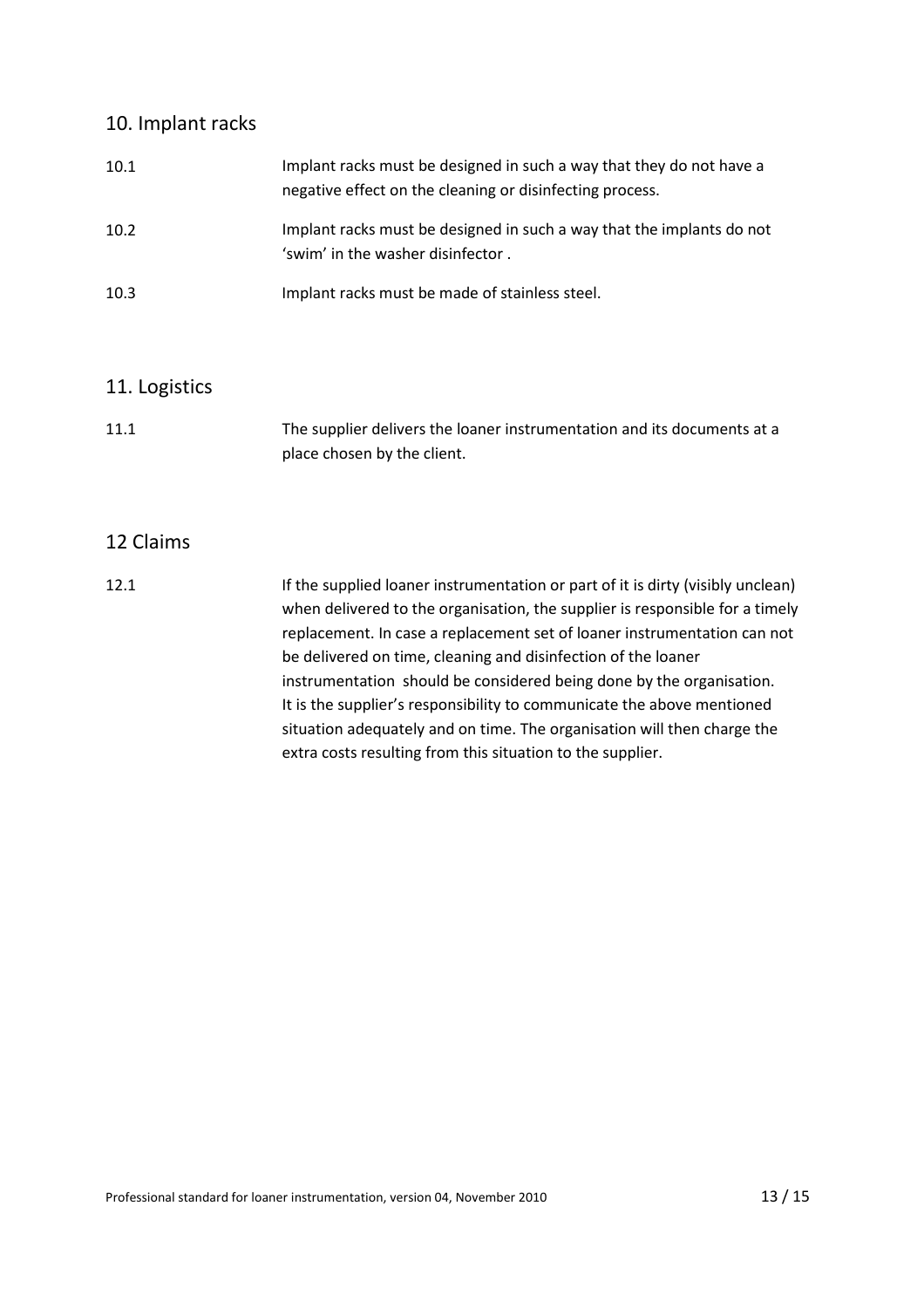## 10. Implant racks

10.1 Implant racks must be designed in such a way that they do not have a negative effect on the cleaning or disinfecting process.

10.2 Implant racks must be designed in such a way that the implants do not 'swim' in the washer disinfector .

10.3 Implant racks must be made of stainless steel.

## 11. Logistics

11.1 The supplier delivers the loaner instrumentation and its documents at a place chosen by the client.

## 12 Claims

12.1 If the supplied loaner instrumentation or part of it is dirty (visibly unclean) when delivered to the organisation, the supplier is responsible for a timely replacement. In case a replacement set of loaner instrumentation can not be delivered on time, cleaning and disinfection of the loaner instrumentation should be considered being done by the organisation. It is the supplier's responsibility to communicate the above mentioned situation adequately and on time. The organisation will then charge the extra costs resulting from this situation to the supplier.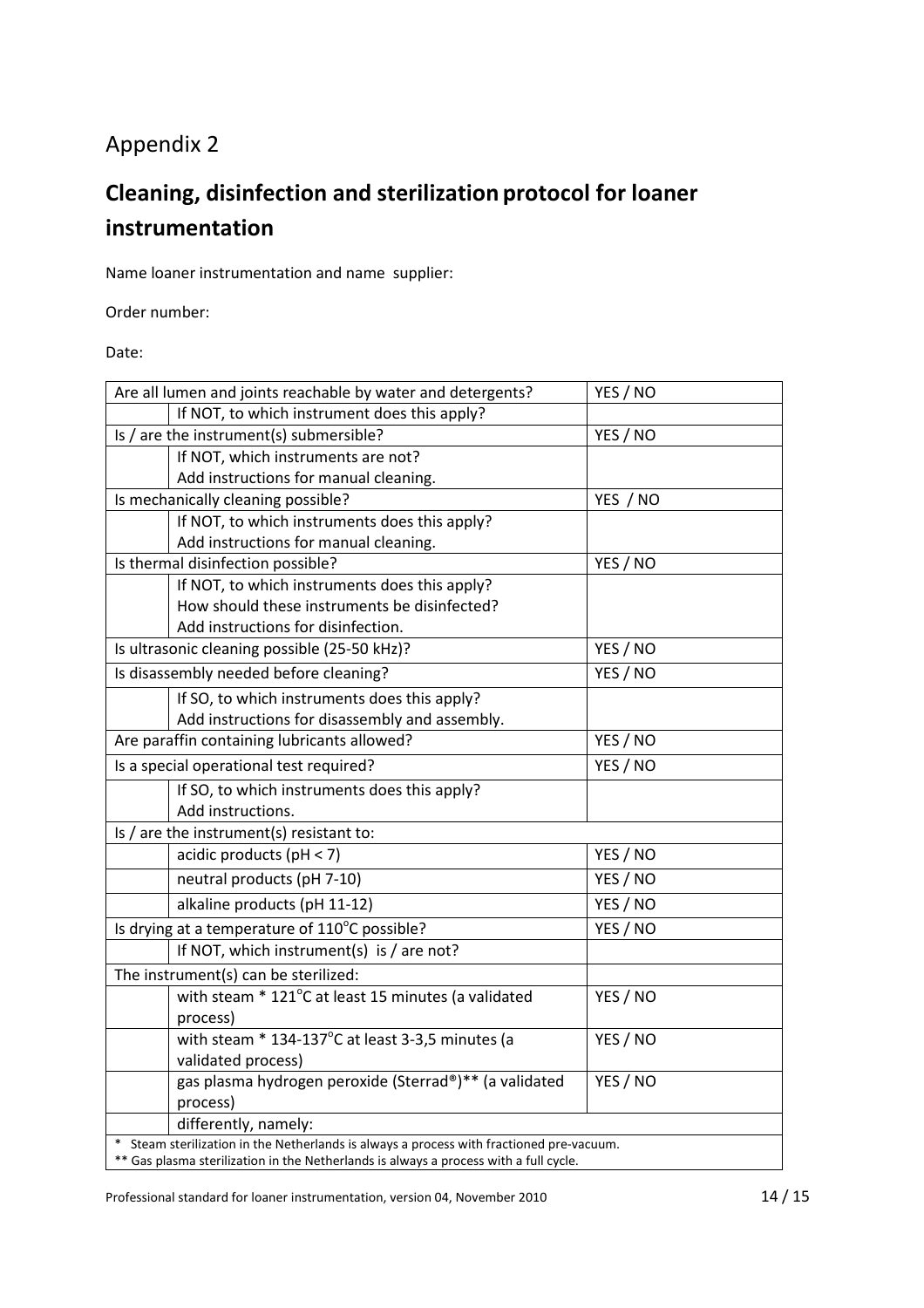Appendix 2

# Cleaning, disinfection and sterilization protocol for loaner instrumentation

Name loaner instrumentation and name supplier:

Order number:

Date:

| Question | | Answer |
|---|---|---|
| Are all lumen and joints reachable by water and detergents? | | YES / NO |
| | If NOT, to which instrument does this apply? | |
| Is / are the instrument(s) submersible? | | YES / NO |
| | If NOT, which instruments are not? Add instructions for manual cleaning. | |
| Is mechanically cleaning possible? | | YES / NO |
| | If NOT, to which instruments does this apply? Add instructions for manual cleaning. | |
| Is thermal disinfection possible? | | YES / NO |
| | If NOT, to which instruments does this apply? How should these instruments be disinfected? Add instructions for disinfection. | |
| Is ultrasonic cleaning possible (25-50 kHz)? | | YES / NO |
| Is disassembly needed before cleaning? | | YES / NO |
| | If SO, to which instruments does this apply? Add instructions for disassembly and assembly. | |
| Are paraffin containing lubricants allowed? | | YES / NO |
| Is a special operational test required? | | YES / NO |
| | If SO, to which instruments does this apply? Add instructions. | |
| Is / are the instrument(s) resistant to: | | |
| | acidic products (pH < 7) | YES / NO |
| | neutral products (pH 7-10) | YES / NO |
| | alkaline products (pH 11-12) | YES / NO |
| Is drying at a temperature of 110°C possible? | | YES / NO |
| | If NOT, which instrument(s) is / are not? | |
| The instrument(s) can be sterilized: | | |
| | with steam * 121°C at least 15 minutes (a validated process) | YES / NO |
| | with steam * 134-137°C at least 3-3,5 minutes (a validated process) | YES / NO |
| | gas plasma hydrogen peroxide (Sterrad®)** (a validated process) | YES / NO |
| | differently, namely: | |

\* Steam sterilization in the Netherlands is always a process with fractioned pre-vacuum.
** Gas plasma sterilization in the Netherlands is always a process with a full cycle.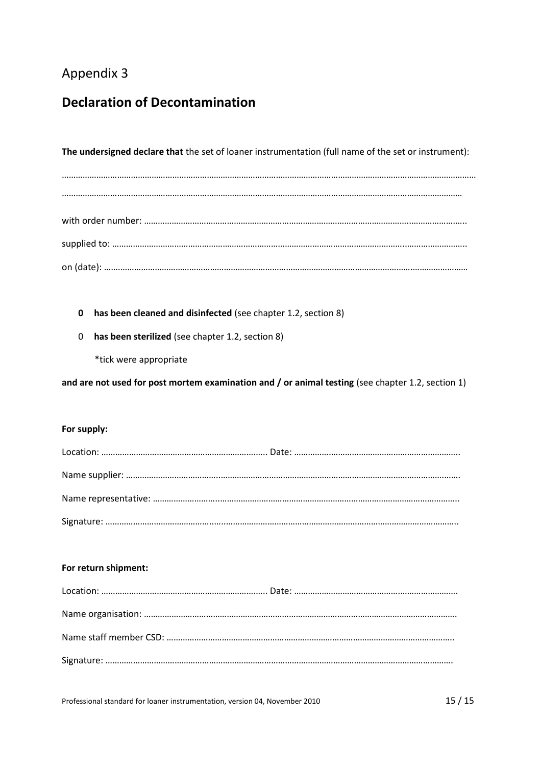# Appendix 3

## Declaration of Decontamination

**The undersigned declare that** the set of loaner instrumentation (full name of the set or instrument):

……………………………………………………………………………………………………………………………………………………………

……………………………………………………………………………………………………………………………………………………

with order number: ……………………………………………………………………………………………………………………..

supplied to: ……………………………………………………………………………………………………………………………..

on (date): ………………………………………………………………………………………………………………………………

- **0 has been cleaned and disinfected** (see chapter 1.2, section 8)
- 0 **has been sterilized** (see chapter 1.2, section 8)

  *tick were appropriate

**and are not used for post mortem examination and / or animal testing** (see chapter 1.2, section 1)

**For supply:**

Location: ……………………………………………………………. Date: ……………………………………………………………..

Name supplier: ……………………………………………………………………………………………………………………….

Name representative: ………………………………………………………………………………………………………………..

Signature: ……………………………………………………………………………………………………………………………..

**For return shipment:**

Location: ……………………………………………………………. Date: ……………………………………………………………..

Name organisation: …………………………………………………………………………………………………………………..

Name staff member CSD: …………………………………………………………………………………………………………..

Signature: …………………………………………………………………………………………………………………………….

Professional standard for loaner instrumentation, version 04, November 2010